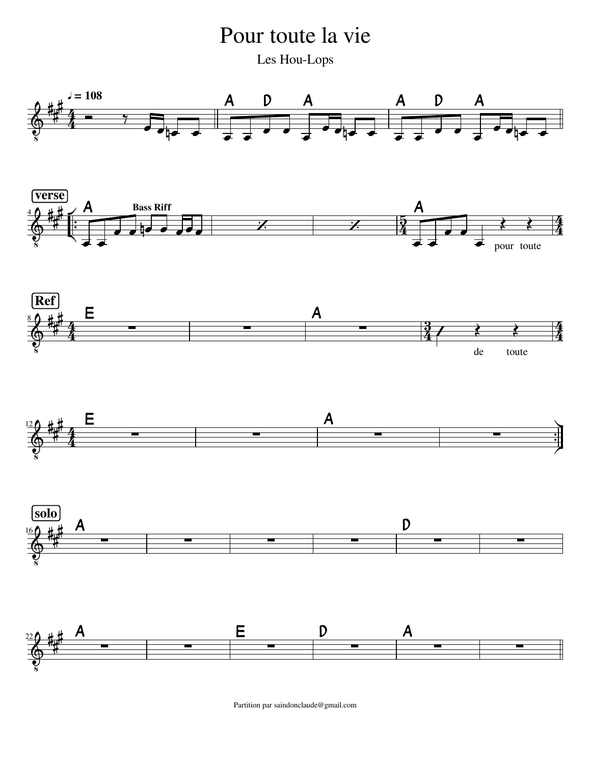# Pour toute la vie

Les Hou-Lops

♩ = 108

A D A | A D A

**verse**

A (Bass Riff) | | | A — pour toute

**Ref**

E | | A | — de toute

E | | A |

**solo**

A | | | | D |

A | | E | D | A |

Partition par saindonclaude@gmail.com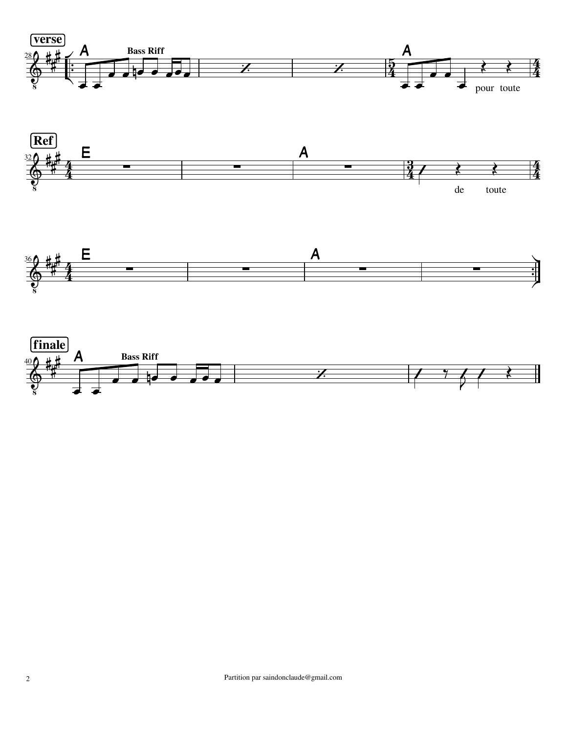verse

A

Bass Riff

A

pour toute

Ref

E

A

de toute

E

A

finale

A

Bass Riff

Partition par saindonclaude@gmail.com